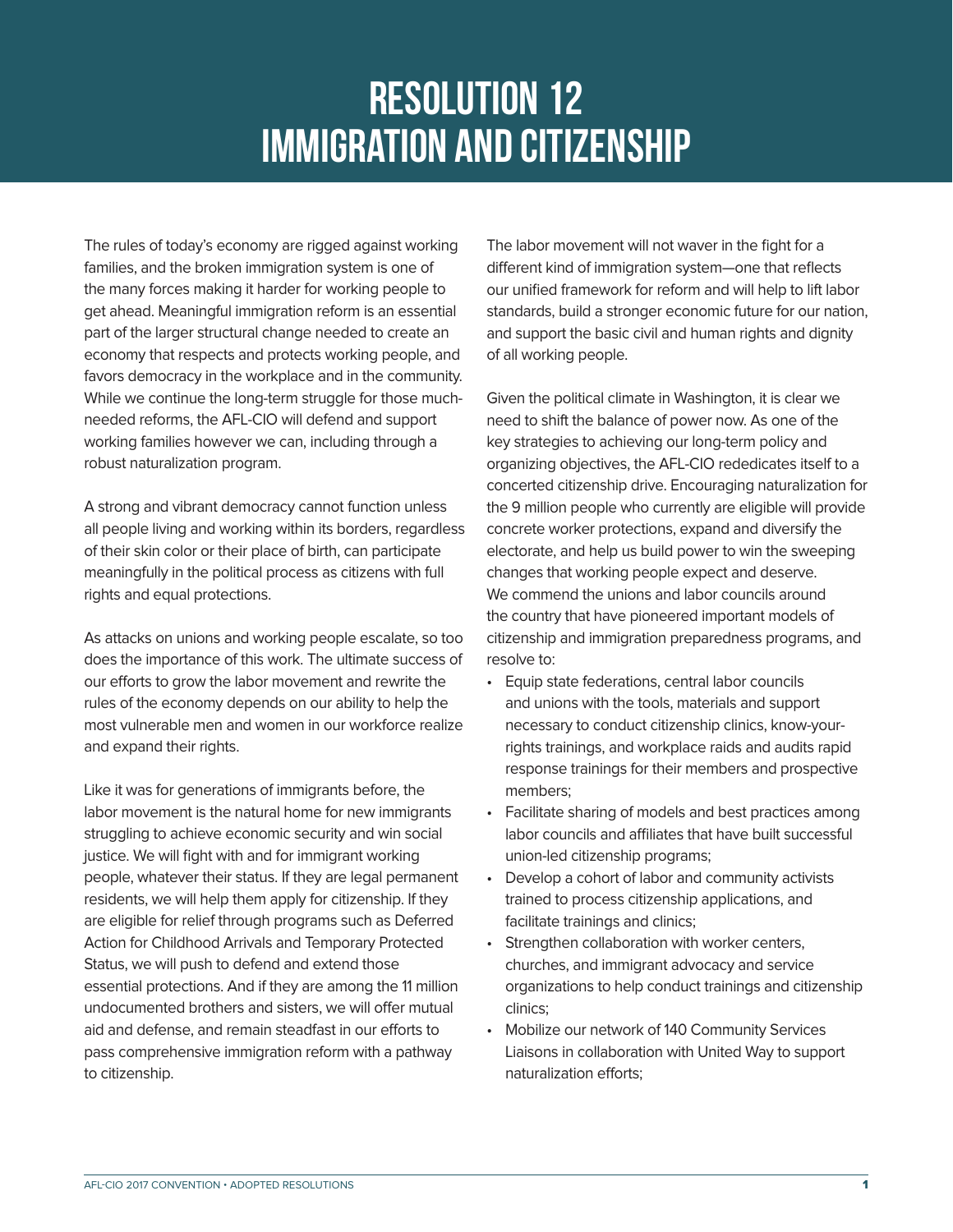# RESOLUTION 12
# IMMIGRATION AND CITIZENSHIP

The rules of today's economy are rigged against working families, and the broken immigration system is one of the many forces making it harder for working people to get ahead. Meaningful immigration reform is an essential part of the larger structural change needed to create an economy that respects and protects working people, and favors democracy in the workplace and in the community. While we continue the long-term struggle for those much-needed reforms, the AFL-CIO will defend and support working families however we can, including through a robust naturalization program.

A strong and vibrant democracy cannot function unless all people living and working within its borders, regardless of their skin color or their place of birth, can participate meaningfully in the political process as citizens with full rights and equal protections.

As attacks on unions and working people escalate, so too does the importance of this work. The ultimate success of our efforts to grow the labor movement and rewrite the rules of the economy depends on our ability to help the most vulnerable men and women in our workforce realize and expand their rights.

Like it was for generations of immigrants before, the labor movement is the natural home for new immigrants struggling to achieve economic security and win social justice. We will fight with and for immigrant working people, whatever their status. If they are legal permanent residents, we will help them apply for citizenship. If they are eligible for relief through programs such as Deferred Action for Childhood Arrivals and Temporary Protected Status, we will push to defend and extend those essential protections. And if they are among the 11 million undocumented brothers and sisters, we will offer mutual aid and defense, and remain steadfast in our efforts to pass comprehensive immigration reform with a pathway to citizenship.

The labor movement will not waver in the fight for a different kind of immigration system—one that reflects our unified framework for reform and will help to lift labor standards, build a stronger economic future for our nation, and support the basic civil and human rights and dignity of all working people.

Given the political climate in Washington, it is clear we need to shift the balance of power now. As one of the key strategies to achieving our long-term policy and organizing objectives, the AFL-CIO rededicates itself to a concerted citizenship drive. Encouraging naturalization for the 9 million people who currently are eligible will provide concrete worker protections, expand and diversify the electorate, and help us build power to win the sweeping changes that working people expect and deserve.
We commend the unions and labor councils around the country that have pioneered important models of citizenship and immigration preparedness programs, and resolve to:

- Equip state federations, central labor councils and unions with the tools, materials and support necessary to conduct citizenship clinics, know-your-rights trainings, and workplace raids and audits rapid response trainings for their members and prospective members;
- Facilitate sharing of models and best practices among labor councils and affiliates that have built successful union-led citizenship programs;
- Develop a cohort of labor and community activists trained to process citizenship applications, and facilitate trainings and clinics;
- Strengthen collaboration with worker centers, churches, and immigrant advocacy and service organizations to help conduct trainings and citizenship clinics;
- Mobilize our network of 140 Community Services Liaisons in collaboration with United Way to support naturalization efforts;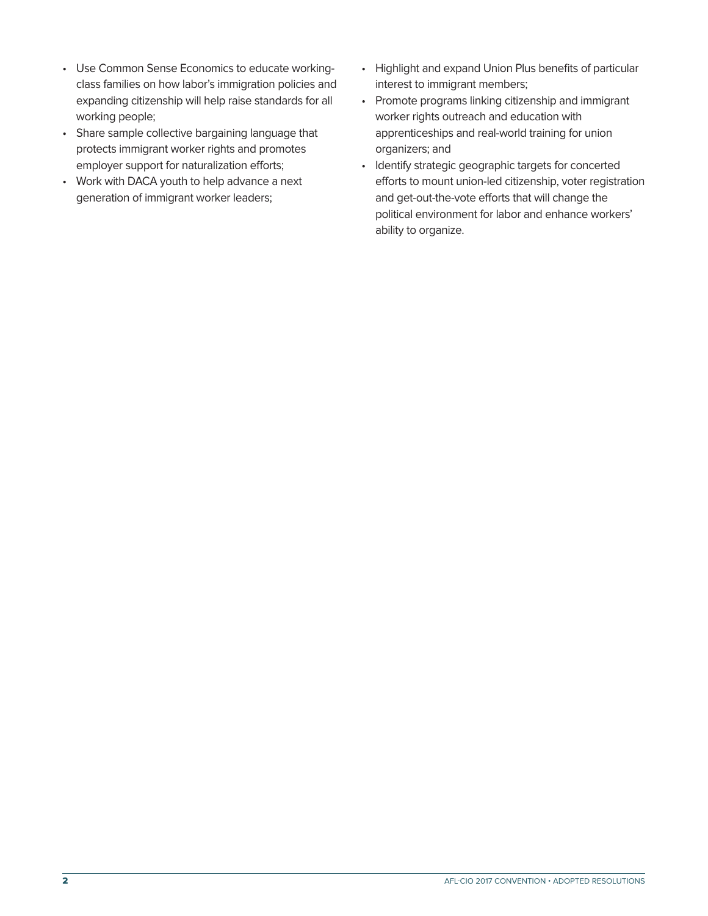- Use Common Sense Economics to educate working-class families on how labor's immigration policies and expanding citizenship will help raise standards for all working people;
- Share sample collective bargaining language that protects immigrant worker rights and promotes employer support for naturalization efforts;
- Work with DACA youth to help advance a next generation of immigrant worker leaders;
- Highlight and expand Union Plus benefits of particular interest to immigrant members;
- Promote programs linking citizenship and immigrant worker rights outreach and education with apprenticeships and real-world training for union organizers; and
- Identify strategic geographic targets for concerted efforts to mount union-led citizenship, voter registration and get-out-the-vote efforts that will change the political environment for labor and enhance workers' ability to organize.